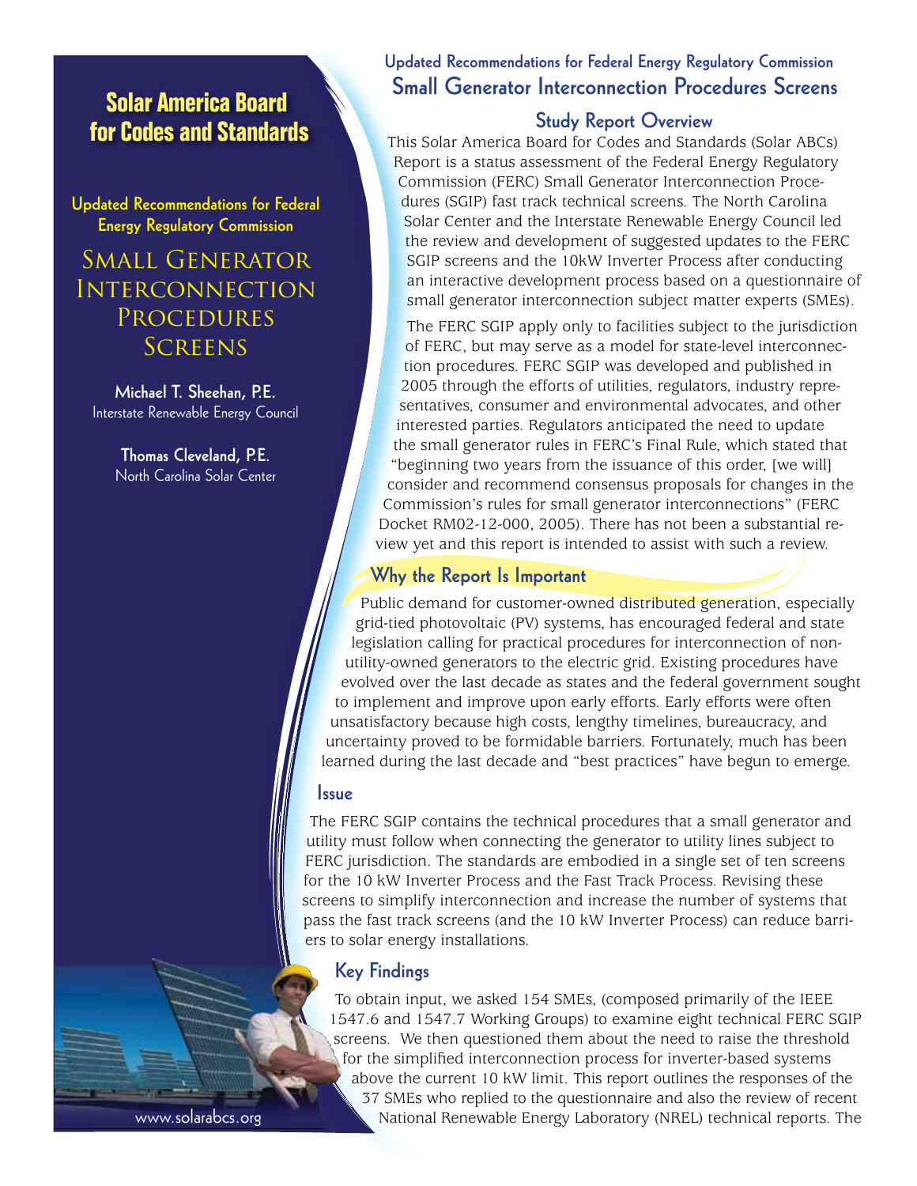# Solar America Board for Codes and Standards

**Updated Recommendations for Federal Energy Regulatory Commission**

## Small Generator Interconnection Procedures Screens

**Michael T. Sheehan, P.E.**
Interstate Renewable Energy Council

**Thomas Cleveland, P.E.**
North Carolina Solar Center

www.solarabcs.org

## Updated Recommendations for Federal Energy Regulatory Commission Small Generator Interconnection Procedures Screens

### Study Report Overview

This Solar America Board for Codes and Standards (Solar ABCs) Report is a status assessment of the Federal Energy Regulatory Commission (FERC) Small Generator Interconnection Procedures (SGIP) fast track technical screens. The North Carolina Solar Center and the Interstate Renewable Energy Council led the review and development of suggested updates to the FERC SGIP screens and the 10kW Inverter Process after conducting an interactive development process based on a questionnaire of small generator interconnection subject matter experts (SMEs).

The FERC SGIP apply only to facilities subject to the jurisdiction of FERC, but may serve as a model for state-level interconnection procedures. FERC SGIP was developed and published in 2005 through the efforts of utilities, regulators, industry representatives, consumer and environmental advocates, and other interested parties. Regulators anticipated the need to update the small generator rules in FERC's Final Rule, which stated that "beginning two years from the issuance of this order, [we will] consider and recommend consensus proposals for changes in the Commission's rules for small generator interconnections" (FERC Docket RM02-12-000, 2005). There has not been a substantial review yet and this report is intended to assist with such a review.

### Why the Report Is Important

Public demand for customer-owned distributed generation, especially grid-tied photovoltaic (PV) systems, has encouraged federal and state legislation calling for practical procedures for interconnection of non-utility-owned generators to the electric grid. Existing procedures have evolved over the last decade as states and the federal government sought to implement and improve upon early efforts. Early efforts were often unsatisfactory because high costs, lengthy timelines, bureaucracy, and uncertainty proved to be formidable barriers. Fortunately, much has been learned during the last decade and "best practices" have begun to emerge.

### Issue

The FERC SGIP contains the technical procedures that a small generator and utility must follow when connecting the generator to utility lines subject to FERC jurisdiction. The standards are embodied in a single set of ten screens for the 10 kW Inverter Process and the Fast Track Process. Revising these screens to simplify interconnection and increase the number of systems that pass the fast track screens (and the 10 kW Inverter Process) can reduce barriers to solar energy installations.

### Key Findings

To obtain input, we asked 154 SMEs, (composed primarily of the IEEE 1547.6 and 1547.7 Working Groups) to examine eight technical FERC SGIP screens. We then questioned them about the need to raise the threshold for the simplified interconnection process for inverter-based systems above the current 10 kW limit. This report outlines the responses of the 37 SMEs who replied to the questionnaire and also the review of recent National Renewable Energy Laboratory (NREL) technical reports. The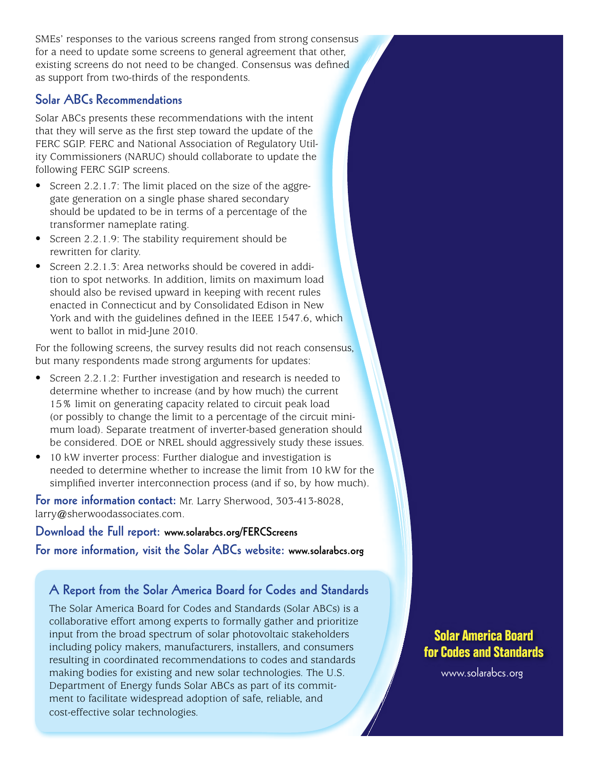SMEs' responses to the various screens ranged from strong consensus for a need to update some screens to general agreement that other, existing screens do not need to be changed. Consensus was defined as support from two-thirds of the respondents.

## Solar ABCs Recommendations

Solar ABCs presents these recommendations with the intent that they will serve as the first step toward the update of the FERC SGIP. FERC and National Association of Regulatory Utility Commissioners (NARUC) should collaborate to update the following FERC SGIP screens.

- Screen 2.2.1.7: The limit placed on the size of the aggregate generation on a single phase shared secondary should be updated to be in terms of a percentage of the transformer nameplate rating.
- Screen 2.2.1.9: The stability requirement should be rewritten for clarity.
- Screen 2.2.1.3: Area networks should be covered in addition to spot networks. In addition, limits on maximum load should also be revised upward in keeping with recent rules enacted in Connecticut and by Consolidated Edison in New York and with the guidelines defined in the IEEE 1547.6, which went to ballot in mid-June 2010.

For the following screens, the survey results did not reach consensus, but many respondents made strong arguments for updates:

- Screen 2.2.1.2: Further investigation and research is needed to determine whether to increase (and by how much) the current 15% limit on generating capacity related to circuit peak load (or possibly to change the limit to a percentage of the circuit minimum load). Separate treatment of inverter-based generation should be considered. DOE or NREL should aggressively study these issues.
- 10 kW inverter process: Further dialogue and investigation is needed to determine whether to increase the limit from 10 kW for the simplified inverter interconnection process (and if so, by how much).

**For more information contact:** Mr. Larry Sherwood, 303-413-8028, larry@sherwoodassociates.com.

**Download the Full report:** **www.solarabcs.org/FERCScreens**

**For more information, visit the Solar ABCs website:** **www.solarabcs.org**

## A Report from the Solar America Board for Codes and Standards

The Solar America Board for Codes and Standards (Solar ABCs) is a collaborative effort among experts to formally gather and prioritize input from the broad spectrum of solar photovoltaic stakeholders including policy makers, manufacturers, installers, and consumers resulting in coordinated recommendations to codes and standards making bodies for existing and new solar technologies. The U.S. Department of Energy funds Solar ABCs as part of its commitment to facilitate widespread adoption of safe, reliable, and cost-effective solar technologies.

**Solar America Board for Codes and Standards**

www.solarabcs.org